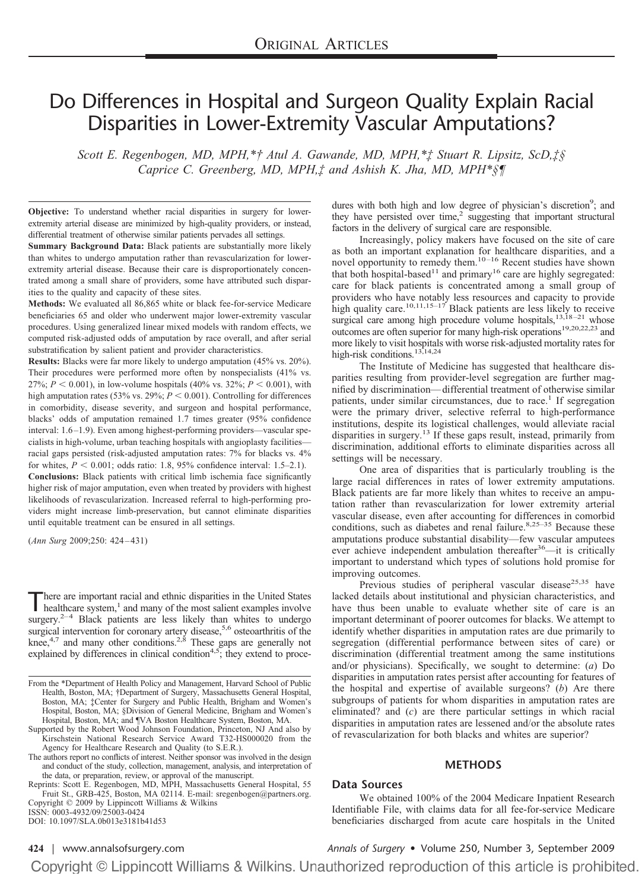# Do Differences in Hospital and Surgeon Quality Explain Racial Disparities in Lower-Extremity Vascular Amputations?

*Scott E. Regenbogen, MD, MPH,*† Atul A. Gawande, MD, MPH,*‡ Stuart R. Lipsitz, ScD,‡§ Caprice C. Greenberg, MD, MPH,‡ and Ashish K. Jha, MD, MPH*§¶*

**Objective:** To understand whether racial disparities in surgery for lower-extremity arterial disease are minimized by high-quality providers, or instead, differential treatment of otherwise similar patients pervades all settings.

**Summary Background Data:** Black patients are substantially more likely than whites to undergo amputation rather than revascularization for lower-extremity arterial disease. Because their care is disproportionately concentrated among a small share of providers, some have attributed such disparities to the quality and capacity of these sites.

**Methods:** We evaluated all 86,865 white or black fee-for-service Medicare beneficiaries 65 and older who underwent major lower-extremity vascular procedures. Using generalized linear mixed models with random effects, we computed risk-adjusted odds of amputation by race overall, and after serial substratification by salient patient and provider characteristics.

**Results:** Blacks were far more likely to undergo amputation (45% vs. 20%). Their procedures were performed more often by nonspecialists (41% vs. 27%; $P < 0.001$), in low-volume hospitals (40% vs. 32%; $P < 0.001$), with high amputation rates (53% vs. 29%; $P < 0.001$). Controlling for differences in comorbidity, disease severity, and surgeon and hospital performance, blacks' odds of amputation remained 1.7 times greater (95% confidence interval: 1.6–1.9). Even among highest-performing providers—vascular specialists in high-volume, urban teaching hospitals with angioplasty facilities—racial gaps persisted (risk-adjusted amputation rates: 7% for blacks vs. 4% for whites, $P < 0.001$; odds ratio: 1.8, 95% confidence interval: 1.5–2.1).

**Conclusions:** Black patients with critical limb ischemia face significantly higher risk of major amputation, even when treated by providers with highest likelihoods of revascularization. Increased referral to high-performing providers might increase limb-preservation, but cannot eliminate disparities until equitable treatment can be ensured in all settings.

(*Ann Surg* 2009;250: 424–431)

There are important racial and ethnic disparities in the United States healthcare system,[1] and many of the most salient examples involve surgery.[2–4] Black patients are less likely than whites to undergo surgical intervention for coronary artery disease,[5,6] osteoarthritis of the knee,[4,7] and many other conditions.[2,8] These gaps are generally not explained by differences in clinical condition[4,5]; they extend to procedures with both high and low degree of physician's discretion[9]; and they have persisted over time,[2] suggesting that important structural factors in the delivery of surgical care are responsible.

Increasingly, policy makers have focused on the site of care as both an important explanation for healthcare disparities, and a novel opportunity to remedy them.[10–16] Recent studies have shown that both hospital-based[11] and primary[16] care are highly segregated: care for black patients is concentrated among a small group of providers who have notably less resources and capacity to provide high quality care.[10,11,15–17] Black patients are less likely to receive surgical care among high procedure volume hospitals,[13,18–21] whose outcomes are often superior for many high-risk operations[19,20,22,23] and more likely to visit hospitals with worse risk-adjusted mortality rates for high-risk conditions.[13,14,24]

The Institute of Medicine has suggested that healthcare disparities resulting from provider-level segregation are further magnified by discrimination—differential treatment of otherwise similar patients, under similar circumstances, due to race.[1] If segregation were the primary driver, selective referral to high-performance institutions, despite its logistical challenges, would alleviate racial disparities in surgery.[13] If these gaps result, instead, primarily from discrimination, additional efforts to eliminate disparities across all settings will be necessary.

One area of disparities that is particularly troubling is the large racial differences in rates of lower extremity amputations. Black patients are far more likely than whites to receive an amputation rather than revascularization for lower extremity arterial vascular disease, even after accounting for differences in comorbid conditions, such as diabetes and renal failure.[8,25–35] Because these amputations produce substantial disability—few vascular amputees ever achieve independent ambulation thereafter[36]—it is critically important to understand which types of solutions hold promise for improving outcomes.

Previous studies of peripheral vascular disease[25,35] have lacked details about institutional and physician characteristics, and have thus been unable to evaluate whether site of care is an important determinant of poorer outcomes for blacks. We attempt to identify whether disparities in amputation rates are due primarily to segregation (differential performance between sites of care) or discrimination (differential treatment among the same institutions and/or physicians). Specifically, we sought to determine: (*a*) Do disparities in amputation rates persist after accounting for features of the hospital and expertise of available surgeons? (*b*) Are there subgroups of patients for whom disparities in amputation rates are eliminated? and (*c*) are there particular settings in which racial disparities in amputation rates are lessened and/or the absolute rates of revascularization for both blacks and whites are superior?

## METHODS

### Data Sources

We obtained 100% of the 2004 Medicare Inpatient Research Identifiable File, with claims data for all fee-for-service Medicare beneficiaries discharged from acute care hospitals in the United

From the *Department of Health Policy and Management, Harvard School of Public Health, Boston, MA; †Department of Surgery, Massachusetts General Hospital, Boston, MA; ‡Center for Surgery and Public Health, Brigham and Women's Hospital, Boston, MA; §Division of General Medicine, Brigham and Women's Hospital, Boston, MA; and ¶VA Boston Healthcare System, Boston, MA.

Supported by the Robert Wood Johnson Foundation, Princeton, NJ And also by Kirschstein National Research Service Award T32-HS000020 from the Agency for Healthcare Research and Quality (to S.E.R.).

The authors report no conflicts of interest. Neither sponsor was involved in the design and conduct of the study, collection, management, analysis, and interpretation of the data, or preparation, review, or approval of the manuscript.

Reprints: Scott E. Regenbogen, MD, MPH, Massachusetts General Hospital, 55 Fruit St., GRB-425, Boston, MA 02114. E-mail: sregenbogen@partners.org.

Copyright © 2009 by Lippincott Williams & Wilkins

ISSN: 0003-4932/09/25003-0424

DOI: 10.1097/SLA.0b013e3181b41d53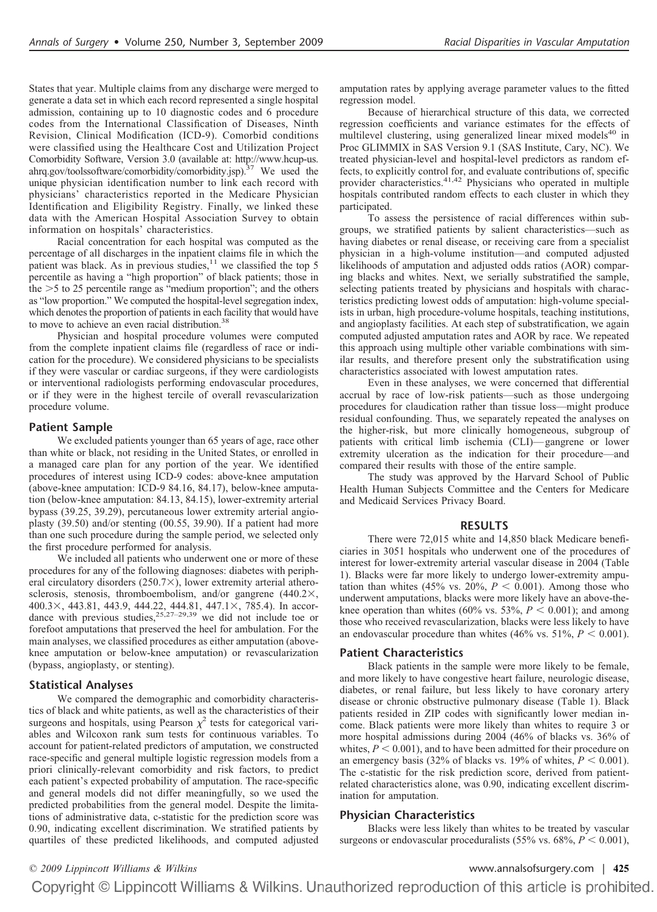States that year. Multiple claims from any discharge were merged to generate a data set in which each record represented a single hospital admission, containing up to 10 diagnostic codes and 6 procedure codes from the International Classification of Diseases, Ninth Revision, Clinical Modification (ICD-9). Comorbid conditions were classified using the Healthcare Cost and Utilization Project Comorbidity Software, Version 3.0 (available at: http://www.hcup-us.ahrq.gov/toolssoftware/comorbidity/comorbidity.jsp).[37] We used the unique physician identification number to link each record with physicians' characteristics reported in the Medicare Physician Identification and Eligibility Registry. Finally, we linked these data with the American Hospital Association Survey to obtain information on hospitals' characteristics.

Racial concentration for each hospital was computed as the percentage of all discharges in the inpatient claims file in which the patient was black. As in previous studies,[11] we classified the top 5 percentile as having a "high proportion" of black patients; those in the >5 to 25 percentile range as "medium proportion"; and the others as "low proportion." We computed the hospital-level segregation index, which denotes the proportion of patients in each facility that would have to move to achieve an even racial distribution.[38]

Physician and hospital procedure volumes were computed from the complete inpatient claims file (regardless of race or indication for the procedure). We considered physicians to be specialists if they were vascular or cardiac surgeons, if they were cardiologists or interventional radiologists performing endovascular procedures, or if they were in the highest tercile of overall revascularization procedure volume.

## Patient Sample

We excluded patients younger than 65 years of age, race other than white or black, not residing in the United States, or enrolled in a managed care plan for any portion of the year. We identified procedures of interest using ICD-9 codes: above-knee amputation (above-knee amputation: ICD-9 84.16, 84.17), below-knee amputation (below-knee amputation: 84.13, 84.15), lower-extremity arterial bypass (39.25, 39.29), percutaneous lower extremity arterial angioplasty (39.50) and/or stenting (00.55, 39.90). If a patient had more than one such procedure during the sample period, we selected only the first procedure performed for analysis.

We included all patients who underwent one or more of these procedures for any of the following diagnoses: diabetes with peripheral circulatory disorders (250.7×), lower extremity arterial atherosclerosis, stenosis, thromboembolism, and/or gangrene (440.2×, 400.3×, 443.81, 443.9, 444.22, 444.81, 447.1×, 785.4). In accordance with previous studies,[25,27–29,39] we did not include toe or forefoot amputations that preserved the heel for ambulation. For the main analyses, we classified procedures as either amputation (above-knee amputation or below-knee amputation) or revascularization (bypass, angioplasty, or stenting).

## Statistical Analyses

We compared the demographic and comorbidity characteristics of black and white patients, as well as the characteristics of their surgeons and hospitals, using Pearson $\chi^2$ tests for categorical variables and Wilcoxon rank sum tests for continuous variables. To account for patient-related predictors of amputation, we constructed race-specific and general multiple logistic regression models from a priori clinically-relevant comorbidity and risk factors, to predict each patient's expected probability of amputation. The race-specific and general models did not differ meaningfully, so we used the predicted probabilities from the general model. Despite the limitations of administrative data, c-statistic for the prediction score was 0.90, indicating excellent discrimination. We stratified patients by quartiles of these predicted likelihoods, and computed adjusted amputation rates by applying average parameter values to the fitted regression model.

Because of hierarchical structure of this data, we corrected regression coefficients and variance estimates for the effects of multilevel clustering, using generalized linear mixed models[40] in Proc GLIMMIX in SAS Version 9.1 (SAS Institute, Cary, NC). We treated physician-level and hospital-level predictors as random effects, to explicitly control for, and evaluate contributions of, specific provider characteristics.[41,42] Physicians who operated in multiple hospitals contributed random effects to each cluster in which they participated.

To assess the persistence of racial differences within subgroups, we stratified patients by salient characteristics—such as having diabetes or renal disease, or receiving care from a specialist physician in a high-volume institution—and computed adjusted likelihoods of amputation and adjusted odds ratios (AOR) comparing blacks and whites. Next, we serially substratified the sample, selecting patients treated by physicians and hospitals with characteristics predicting lowest odds of amputation: high-volume specialists in urban, high procedure-volume hospitals, teaching institutions, and angioplasty facilities. At each step of substratification, we again computed adjusted amputation rates and AOR by race. We repeated this approach using multiple other variable combinations with similar results, and therefore present only the substratification using characteristics associated with lowest amputation rates.

Even in these analyses, we were concerned that differential accrual by race of low-risk patients—such as those undergoing procedures for claudication rather than tissue loss—might produce residual confounding. Thus, we separately repeated the analyses on the higher-risk, but more clinically homogeneous, subgroup of patients with critical limb ischemia (CLI)—gangrene or lower extremity ulceration as the indication for their procedure—and compared their results with those of the entire sample.

The study was approved by the Harvard School of Public Health Human Subjects Committee and the Centers for Medicare and Medicaid Services Privacy Board.

# RESULTS

There were 72,015 white and 14,850 black Medicare beneficiaries in 3051 hospitals who underwent one of the procedures of interest for lower-extremity arterial vascular disease in 2004 (Table 1). Blacks were far more likely to undergo lower-extremity amputation than whites (45% vs. 20%, $P < 0.001$). Among those who underwent amputations, blacks were more likely have an above-the-knee operation than whites (60% vs. 53%, $P < 0.001$); and among those who received revascularization, blacks were less likely to have an endovascular procedure than whites (46% vs. 51%, $P < 0.001$).

## Patient Characteristics

Black patients in the sample were more likely to be female, and more likely to have congestive heart failure, neurologic disease, diabetes, or renal failure, but less likely to have coronary artery disease or chronic obstructive pulmonary disease (Table 1). Black patients resided in ZIP codes with significantly lower median income. Black patients were more likely than whites to require 3 or more hospital admissions during 2004 (46% of blacks vs. 36% of whites, $P < 0.001$), and to have been admitted for their procedure on an emergency basis (32% of blacks vs. 19% of whites, $P < 0.001$). The c-statistic for the risk prediction score, derived from patient-related characteristics alone, was 0.90, indicating excellent discrimination for amputation.

## Physician Characteristics

Blacks were less likely than whites to be treated by vascular surgeons or endovascular proceduralists (55% vs. 68%, $P < 0.001$),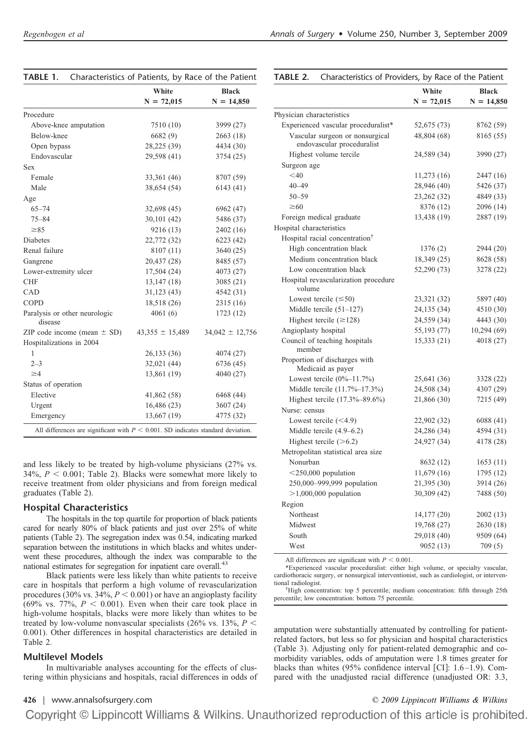**TABLE 1.** Characteristics of Patients, by Race of the Patient

| | White N = 72,015 | Black N = 14,850 |
|---|---|---|
| Procedure | | |
| Above-knee amputation | 7510 (10) | 3999 (27) |
| Below-knee | 6682 (9) | 2663 (18) |
| Open bypass | 28,225 (39) | 4434 (30) |
| Endovascular | 29,598 (41) | 3754 (25) |
| Sex | | |
| Female | 33,361 (46) | 8707 (59) |
| Male | 38,654 (54) | 6143 (41) |
| Age | | |
| 65–74 | 32,698 (45) | 6962 (47) |
| 75–84 | 30,101 (42) | 5486 (37) |
| ≥85 | 9216 (13) | 2402 (16) |
| Diabetes | 22,772 (32) | 6223 (42) |
| Renal failure | 8107 (11) | 3640 (25) |
| Gangrene | 20,437 (28) | 8485 (57) |
| Lower-extremity ulcer | 17,504 (24) | 4073 (27) |
| CHF | 13,147 (18) | 3085 (21) |
| CAD | 31,123 (43) | 4542 (31) |
| COPD | 18,518 (26) | 2315 (16) |
| Paralysis or other neurologic disease | 4061 (6) | 1723 (12) |
| ZIP code income (mean ± SD) | 43,355 ± 15,489 | 34,042 ± 12,756 |
| Hospitalizations in 2004 | | |
| 1 | 26,133 (36) | 4074 (27) |
| 2–3 | 32,021 (44) | 6736 (45) |
| ≥4 | 13,861 (19) | 4040 (27) |
| Status of operation | | |
| Elective | 41,862 (58) | 6468 (44) |
| Urgent | 16,486 (23) | 3607 (24) |
| Emergency | 13,667 (19) | 4775 (32) |

All differences are significant with $P < 0.001$. SD indicates standard deviation.

and less likely to be treated by high-volume physicians (27% vs. 34%, $P < 0.001$; Table 2). Blacks were somewhat more likely to receive treatment from older physicians and from foreign medical graduates (Table 2).

### Hospital Characteristics

The hospitals in the top quartile for proportion of black patients cared for nearly 80% of black patients and just over 25% of white patients (Table 2). The segregation index was 0.54, indicating marked separation between the institutions in which blacks and whites underwent these procedures, although the index was comparable to the national estimates for segregation for inpatient care overall.[43]

Black patients were less likely than white patients to receive care in hospitals that perform a high volume of revascularization procedures (30% vs. 34%, $P < 0.001$) or have an angioplasty facility (69% vs. 77%, $P < 0.001$). Even when their care took place in high-volume hospitals, blacks were more likely than whites to be treated by low-volume nonvascular specialists (26% vs. 13%, $P < 0.001$). Other differences in hospital characteristics are detailed in Table 2.

### Multilevel Models

In multivariable analyses accounting for the effects of clustering within physicians and hospitals, racial differences in odds of amputation were substantially attenuated by controlling for patient-related factors, but less so for physician and hospital characteristics (Table 3). Adjusting only for patient-related demographic and comorbidity variables, odds of amputation were 1.8 times greater for blacks than whites (95% confidence interval [CI]: 1.6–1.9). Compared with the unadjusted racial difference (unadjusted OR: 3.3,

**TABLE 2.** Characteristics of Providers, by Race of the Patient

| | White N = 72,015 | Black N = 14,850 |
|---|---|---|
| Physician characteristics | | |
| Experienced vascular proceduralist* | 52,675 (73) | 8762 (59) |
| Vascular surgeon or nonsurgical endovascular proceduralist | 48,804 (68) | 8165 (55) |
| Highest volume tercile | 24,589 (34) | 3990 (27) |
| Surgeon age | | |
| <40 | 11,273 (16) | 2447 (16) |
| 40–49 | 28,946 (40) | 5426 (37) |
| 50–59 | 23,262 (32) | 4849 (33) |
| ≥60 | 8376 (12) | 2096 (14) |
| Foreign medical graduate | 13,438 (19) | 2887 (19) |
| Hospital characteristics | | |
| Hospital racial concentration† | | |
| High concentration black | 1376 (2) | 2944 (20) |
| Medium concentration black | 18,349 (25) | 8628 (58) |
| Low concentration black | 52,290 (73) | 3278 (22) |
| Hospital revascularization procedure volume | | |
| Lowest tercile (≤50) | 23,321 (32) | 5897 (40) |
| Middle tercile (51–127) | 24,135 (34) | 4510 (30) |
| Highest tercile (≥128) | 24,559 (34) | 4443 (30) |
| Angioplasty hospital | 55,193 (77) | 10,294 (69) |
| Council of teaching hospitals member | 15,333 (21) | 4018 (27) |
| Proportion of discharges with Medicaid as payer | | |
| Lowest tercile (0%–11.7%) | 25,641 (36) | 3328 (22) |
| Middle tercile (11.7%–17.3%) | 24,508 (34) | 4307 (29) |
| Highest tercile (17.3%–89.6%) | 21,866 (30) | 7215 (49) |
| Nurse: census | | |
| Lowest tercile (<4.9) | 22,902 (32) | 6088 (41) |
| Middle tercile (4.9–6.2) | 24,286 (34) | 4594 (31) |
| Highest tercile (>6.2) | 24,927 (34) | 4178 (28) |
| Metropolitan statistical area size | | |
| Nonurban | 8632 (12) | 1653 (11) |
| <250,000 population | 11,679 (16) | 1795 (12) |
| 250,000–999,999 population | 21,395 (30) | 3914 (26) |
| >1,000,000 population | 30,309 (42) | 7488 (50) |
| Region | | |
| Northeast | 14,177 (20) | 2002 (13) |
| Midwest | 19,768 (27) | 2630 (18) |
| South | 29,018 (40) | 9509 (64) |
| West | 9052 (13) | 709 (5) |

All differences are significant with $P < 0.001$.

*Experienced vascular proceduralist: either high volume, or specialty vascular, cardiothoracic surgery, or nonsurgical interventionist, such as cardiologist, or interventional radiologist.

†High concentration: top 5 percentile; medium concentration: fifth through 25th percentile; low concentration: bottom 75 percentile.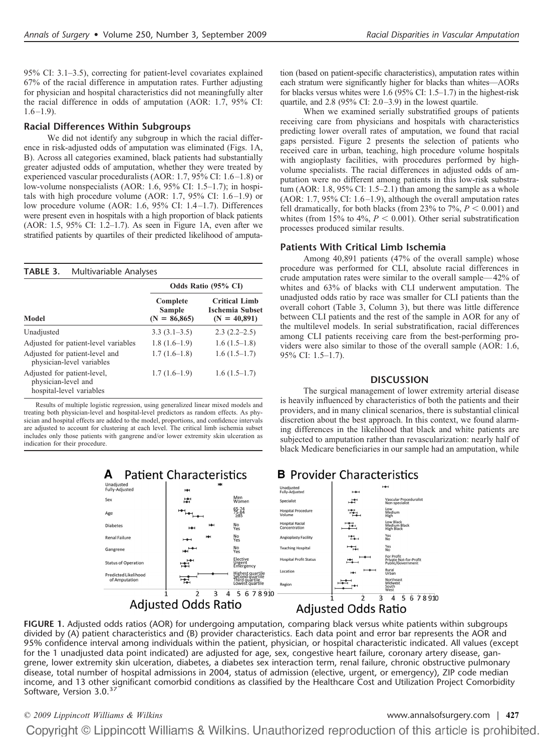95% CI: 3.1–3.5), correcting for patient-level covariates explained 67% of the racial difference in amputation rates. Further adjusting for physician and hospital characteristics did not meaningfully alter the racial difference in odds of amputation (AOR: 1.7, 95% CI: 1.6–1.9).

### Racial Differences Within Subgroups

We did not identify any subgroup in which the racial difference in risk-adjusted odds of amputation was eliminated (Figs. 1A, B). Across all categories examined, black patients had substantially greater adjusted odds of amputation, whether they were treated by experienced vascular proceduralists (AOR: 1.7, 95% CI: 1.6–1.8) or low-volume nonspecialists (AOR: 1.6, 95% CI: 1.5–1.7); in hospitals with high procedure volume (AOR: 1.7, 95% CI: 1.6–1.9) or low procedure volume (AOR: 1.6, 95% CI: 1.4–1.7). Differences were present even in hospitals with a high proportion of black patients (AOR: 1.5, 95% CI: 1.2–1.7). As seen in Figure 1A, even after we stratified patients by quartiles of their predicted likelihood of amputation (based on patient-specific characteristics), amputation rates within each stratum were significantly higher for blacks than whites—AORs for blacks versus whites were 1.6 (95% CI: 1.5–1.7) in the highest-risk quartile, and 2.8 (95% CI: 2.0–3.9) in the lowest quartile.

When we examined serially substratified groups of patients receiving care from physicians and hospitals with characteristics predicting lower overall rates of amputation, we found that racial gaps persisted. Figure 2 presents the selection of patients who received care in urban, teaching, high procedure volume hospitals with angioplasty facilities, with procedures performed by high-volume specialists. The racial differences in adjusted odds of amputation were no different among patients in this low-risk substratum (AOR: 1.8, 95% CI: 1.5–2.1) than among the sample as a whole (AOR: 1.7, 95% CI: 1.6–1.9), although the overall amputation rates fell dramatically, for both blacks (from 23% to 7%, $P < 0.001$) and whites (from 15% to 4%, $P < 0.001$). Other serial substratification processes produced similar results.

**TABLE 3.** Multivariable Analyses

| Model | Odds Ratio (95% CI) | |
|---|---|---|
| | Complete Sample (N = 86,865) | Critical Limb Ischemia Subset (N = 40,891) |
| Unadjusted | 3.3 (3.1–3.5) | 2.3 (2.2–2.5) |
| Adjusted for patient-level variables | 1.8 (1.6–1.9) | 1.6 (1.5–1.8) |
| Adjusted for patient-level and physician-level variables | 1.7 (1.6–1.8) | 1.6 (1.5–1.7) |
| Adjusted for patient-level, physician-level and hospital-level variables | 1.7 (1.6–1.9) | 1.6 (1.5–1.7) |

Results of multiple logistic regression, using generalized linear mixed models and treating both physician-level and hospital-level predictors as random effects. As physician and hospital effects are added to the model, proportions, and confidence intervals are adjusted to account for clustering at each level. The critical limb ischemia subset includes only those patients with gangrene and/or lower extremity skin ulceration as indication for their procedure.

### Patients With Critical Limb Ischemia

Among 40,891 patients (47% of the overall sample) whose procedure was performed for CLI, absolute racial differences in crude amputation rates were similar to the overall sample—42% of whites and 63% of blacks with CLI underwent amputation. The unadjusted odds ratio by race was smaller for CLI patients than the overall cohort (Table 3, Column 3), but there was little difference between CLI patients and the rest of the sample in AOR for any of the multilevel models. In serial substratification, racial differences among CLI patients receiving care from the best-performing providers were also similar to those of the overall sample (AOR: 1.6, 95% CI: 1.5–1.7).

## DISCUSSION

The surgical management of lower extremity arterial disease is heavily influenced by characteristics of both the patients and their providers, and in many clinical scenarios, there is substantial clinical discretion about the best approach. In this context, we found alarming differences in the likelihood that black and white patients are subjected to amputation rather than revascularization: nearly half of black Medicare beneficiaries in our sample had an amputation, while

**FIGURE 1.** Adjusted odds ratios (AOR) for undergoing amputation, comparing black versus white patients within subgroups divided by (A) patient characteristics and (B) provider characteristics. Each data point and error bar represents the AOR and 95% confidence interval among individuals within the patient, physician, or hospital characteristic indicated. All values (except for the 1 unadjusted data point indicated) are adjusted for age, sex, congestive heart failure, coronary artery disease, gangrene, lower extremity skin ulceration, diabetes, a diabetes sex interaction term, renal failure, chronic obstructive pulmonary disease, total number of hospital admissions in 2004, status of admission (elective, urgent, or emergency), ZIP code median income, and 13 other significant comorbid conditions as classified by the Healthcare Cost and Utilization Project Comorbidity Software, Version 3.0.[37]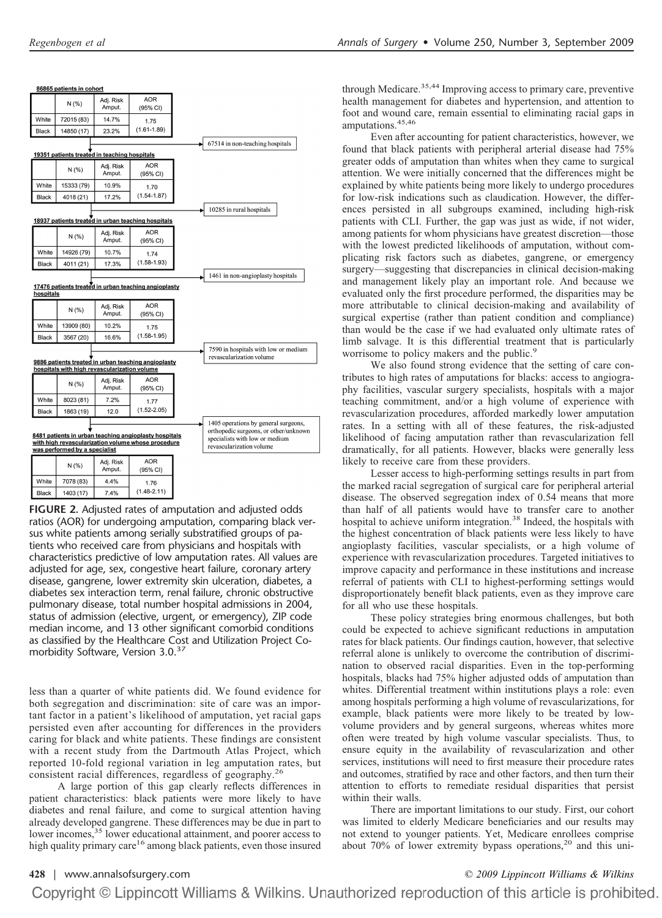**86865 patients in cohort**

|  | N (%) | Adj. Risk Amput. | AOR (95% CI) |
|---|---|---|---|
| White | 72015 (83) | 14.7% | 1.75 (1.61-1.89) |
| Black | 14850 (17) | 23.2% | |

→ 67514 in non-teaching hospitals

**19351 patients treated in teaching hospitals**

|  | N (%) | Adj. Risk Amput. | AOR (95% CI) |
|---|---|---|---|
| White | 15333 (79) | 10.9% | 1.70 (1.54-1.87) |
| Black | 4018 (21) | 17.2% | |

→ 10285 in rural hospitals

**18937 patients treated in urban teaching hospitals**

|  | N (%) | Adj. Risk Amput. | AOR (95% CI) |
|---|---|---|---|
| White | 14926 (79) | 10.7% | 1.74 (1.58-1.93) |
| Black | 4011 (21) | 17.3% | |

→ 1461 in non-angioplasty hospitals

**17476 patients treated in urban teaching angioplasty hospitals**

|  | N (%) | Adj. Risk Amput. | AOR (95% CI) |
|---|---|---|---|
| White | 13909 (80) | 10.2% | 1.75 (1.58-1.95) |
| Black | 3567 (20) | 16.6% | |

→ 7590 in hospitals with low or medium revascularization volume

**9886 patients treated in urban teaching angioplasty hospitals with high revascularization volume**

|  | N (%) | Adj. Risk Amput. | AOR (95% CI) |
|---|---|---|---|
| White | 8023 (81) | 7.2% | 1.77 (1.52-2.05) |
| Black | 1863 (19) | 12.0 | |

→ 1405 operations by general surgeons, orthopedic surgeons, or other/unknown specialists with low or medium revascularization volume

**8481 patients in urban teaching angioplasty hospitals with high revascularization volume whose procedure was performed by a specialist**

|  | N (%) | Adj. Risk Amput. | AOR (95% CI) |
|---|---|---|---|
| White | 7078 (83) | 4.4% | 1.76 (1.48-2.11) |
| Black | 1403 (17) | 7.4% | |

**FIGURE 2.** Adjusted rates of amputation and adjusted odds ratios (AOR) for undergoing amputation, comparing black versus white patients among serially substratified groups of patients who received care from physicians and hospitals with characteristics predictive of low amputation rates. All values are adjusted for age, sex, congestive heart failure, coronary artery disease, gangrene, lower extremity skin ulceration, diabetes, a diabetes sex interaction term, renal failure, chronic obstructive pulmonary disease, total number hospital admissions in 2004, status of admission (elective, urgent, or emergency), ZIP code median income, and 13 other significant comorbid conditions as classified by the Healthcare Cost and Utilization Project Comorbidity Software, Version 3.0.[37]

less than a quarter of white patients did. We found evidence for both segregation and discrimination: site of care was an important factor in a patient's likelihood of amputation, yet racial gaps persisted even after accounting for differences in the providers caring for black and white patients. These findings are consistent with a recent study from the Dartmouth Atlas Project, which reported 10-fold regional variation in leg amputation rates, but consistent racial differences, regardless of geography.[26]

A large portion of this gap clearly reflects differences in patient characteristics: black patients were more likely to have diabetes and renal failure, and come to surgical attention having already developed gangrene. These differences may be due in part to lower incomes,[35] lower educational attainment, and poorer access to high quality primary care[16] among black patients, even those insured through Medicare.[35,44] Improving access to primary care, preventive health management for diabetes and hypertension, and attention to foot and wound care, remain essential to eliminating racial gaps in amputations.[45,46]

Even after accounting for patient characteristics, however, we found that black patients with peripheral arterial disease had 75% greater odds of amputation than whites when they came to surgical attention. We were initially concerned that the differences might be explained by white patients being more likely to undergo procedures for low-risk indications such as claudication. However, the differences persisted in all subgroups examined, including high-risk patients with CLI. Further, the gap was just as wide, if not wider, among patients for whom physicians have greatest discretion—those with the lowest predicted likelihoods of amputation, without complicating risk factors such as diabetes, gangrene, or emergency surgery—suggesting that discrepancies in clinical decision-making and management likely play an important role. And because we evaluated only the first procedure performed, the disparities may be more attributable to clinical decision-making and availability of surgical expertise (rather than patient condition and compliance) than would be the case if we had evaluated only ultimate rates of limb salvage. It is this differential treatment that is particularly worrisome to policy makers and the public.[9]

We also found strong evidence that the setting of care contributes to high rates of amputations for blacks: access to angiography facilities, vascular surgery specialists, hospitals with a major teaching commitment, and/or a high volume of experience with revascularization procedures, afforded markedly lower amputation rates. In a setting with all of these features, the risk-adjusted likelihood of facing amputation rather than revascularization fell dramatically, for all patients. However, blacks were generally less likely to receive care from these providers.

Lesser access to high-performing settings results in part from the marked racial segregation of surgical care for peripheral arterial disease. The observed segregation index of 0.54 means that more than half of all patients would have to transfer care to another hospital to achieve uniform integration.[38] Indeed, the hospitals with the highest concentration of black patients were less likely to have angioplasty facilities, vascular specialists, or a high volume of experience with revascularization procedures. Targeted initiatives to improve capacity and performance in these institutions and increase referral of patients with CLI to highest-performing settings would disproportionately benefit black patients, even as they improve care for all who use these hospitals.

These policy strategies bring enormous challenges, but both could be expected to achieve significant reductions in amputation rates for black patients. Our findings caution, however, that selective referral alone is unlikely to overcome the contribution of discrimination to observed racial disparities. Even in the top-performing hospitals, blacks had 75% higher adjusted odds of amputation than whites. Differential treatment within institutions plays a role: even among hospitals performing a high volume of revascularizations, for example, black patients were more likely to be treated by low-volume providers and by general surgeons, whereas whites more often were treated by high volume vascular specialists. Thus, to ensure equity in the availability of revascularization and other services, institutions will need to first measure their procedure rates and outcomes, stratified by race and other factors, and then turn their attention to efforts to remediate residual disparities that persist within their walls.

There are important limitations to our study. First, our cohort was limited to elderly Medicare beneficiaries and our results may not extend to younger patients. Yet, Medicare enrollees comprise about 70% of lower extremity bypass operations,[20] and this uni-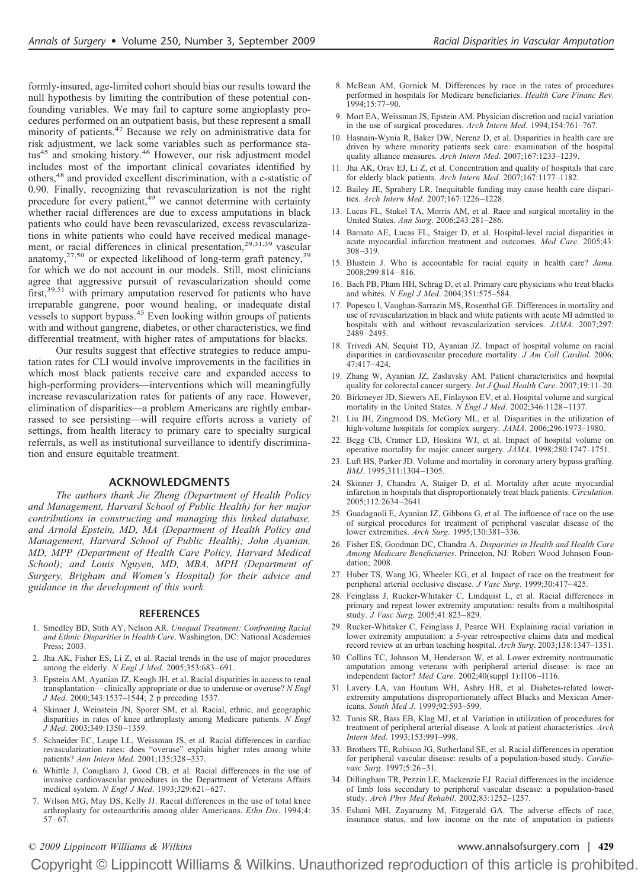formly-insured, age-limited cohort should bias our results toward the null hypothesis by limiting the contribution of these potential confounding variables. We may fail to capture some angioplasty procedures performed on an outpatient basis, but these represent a small minority of patients.[47] Because we rely on administrative data for risk adjustment, we lack some variables such as performance status[45] and smoking history.[46] However, our risk adjustment model includes most of the important clinical covariates identified by others,[48] and provided excellent discrimination, with a c-statistic of 0.90. Finally, recognizing that revascularization is not the right procedure for every patient,[49] we cannot determine with certainty whether racial differences are due to excess amputations in black patients who could have been revascularized, excess revascularizations in white patients who could have received medical management, or racial differences in clinical presentation,[29,31,39] vascular anatomy,[27,50] or expected likelihood of long-term graft patency,[39] for which we do not account in our models. Still, most clinicians agree that aggressive pursuit of revascularization should come first,[39,51] with primary amputation reserved for patients who have irreparable gangrene, poor wound healing, or inadequate distal vessels to support bypass.[45] Even looking within groups of patients with and without gangrene, diabetes, or other characteristics, we find differential treatment, with higher rates of amputations for blacks.

Our results suggest that effective strategies to reduce amputation rates for CLI would involve improvements in the facilities in which most black patients receive care and expanded access to high-performing providers—interventions which will meaningfully increase revascularization rates for patients of any race. However, elimination of disparities—a problem Americans are rightly embarrassed to see persisting—will require efforts across a variety of settings, from health literacy to primary care to specialty surgical referrals, as well as institutional surveillance to identify discrimination and ensure equitable treatment.

## ACKNOWLEDGMENTS

*The authors thank Jie Zheng (Department of Health Policy and Management, Harvard School of Public Health) for her major contributions in constructing and managing this linked database, and Arnold Epstein, MD, MA (Department of Health Policy and Management, Harvard School of Public Health); John Ayanian, MD, MPP (Department of Health Care Policy, Harvard Medical School); and Louis Nguyen, MD, MBA, MPH (Department of Surgery, Brigham and Women's Hospital) for their advice and guidance in the development of this work.*

## REFERENCES

1. Smedley BD, Stith AY, Nelson AR. *Unequal Treatment: Confronting Racial and Ethnic Disparities in Health Care*. Washington, DC: National Academies Press; 2003.
2. Jha AK, Fisher ES, Li Z, et al. Racial trends in the use of major procedures among the elderly. *N Engl J Med*. 2005;353:683–691.
3. Epstein AM, Ayanian JZ, Keogh JH, et al. Racial disparities in access to renal transplantation—clinically appropriate or due to underuse or overuse? *N Engl J Med*. 2000;343:1537–1544; 2 p preceding 1537.
4. Skinner J, Weinstein JN, Sporer SM, et al. Racial, ethnic, and geographic disparities in rates of knee arthroplasty among Medicare patients. *N Engl J Med*. 2003;349:1350–1359.
5. Schneider EC, Leape LL, Weissman JS, et al. Racial differences in cardiac revascularization rates: does "overuse" explain higher rates among white patients? *Ann Intern Med*. 2001;135:328–337.
6. Whittle J, Conigliaro J, Good CB, et al. Racial differences in the use of invasive cardiovascular procedures in the Department of Veterans Affairs medical system. *N Engl J Med*. 1993;329:621–627.
7. Wilson MG, May DS, Kelly JJ. Racial differences in the use of total knee arthroplasty for osteoarthritis among older Americans. *Ethn Dis*. 1994;4: 57–67.
8. McBean AM, Gornick M. Differences by race in the rates of procedures performed in hospitals for Medicare beneficiaries. *Health Care Financ Rev*. 1994;15:77–90.
9. Mort EA, Weissman JS, Epstein AM. Physician discretion and racial variation in the use of surgical procedures. *Arch Intern Med*. 1994;154:761–767.
10. Hasnain-Wynia R, Baker DW, Nerenz D, et al. Disparities in health care are driven by where minority patients seek care: examination of the hospital quality alliance measures. *Arch Intern Med*. 2007;167:1233–1239.
11. Jha AK, Orav EJ, Li Z, et al. Concentration and quality of hospitals that care for elderly black patients. *Arch Intern Med*. 2007;167:1177–1182.
12. Bailey JE, Sprabery LR. Inequitable funding may cause health care disparities. *Arch Intern Med*. 2007;167:1226–1228.
13. Lucas FL, Stukel TA, Morris AM, et al. Race and surgical mortality in the United States. *Ann Surg*. 2006;243:281–286.
14. Barnato AE, Lucas FL, Staiger D, et al. Hospital-level racial disparities in acute myocardial infarction treatment and outcomes. *Med Care*. 2005;43: 308–319.
15. Blustein J. Who is accountable for racial equity in health care? *Jama*. 2008;299:814–816.
16. Bach PB, Pham HH, Schrag D, et al. Primary care physicians who treat blacks and whites. *N Engl J Med*. 2004;351:575–584.
17. Popescu I, Vaughan-Sarrazin MS, Rosenthal GE. Differences in mortality and use of revascularization in black and white patients with acute MI admitted to hospitals with and without revascularization services. *JAMA*. 2007;297: 2489–2495.
18. Trivedi AN, Sequist TD, Ayanian JZ. Impact of hospital volume on racial disparities in cardiovascular procedure mortality. *J Am Coll Cardiol*. 2006; 47:417–424.
19. Zhang W, Ayanian JZ, Zaslavsky AM. Patient characteristics and hospital quality for colorectal cancer surgery. *Int J Qual Health Care*. 2007;19:11–20.
20. Birkmeyer JD, Siewers AE, Finlayson EV, et al. Hospital volume and surgical mortality in the United States. *N Engl J Med*. 2002;346:1128–1137.
21. Liu JH, Zingmond DS, McGory ML, et al. Disparities in the utilization of high-volume hospitals for complex surgery. *JAMA*. 2006;296:1973–1980.
22. Begg CB, Cramer LD, Hoskins WJ, et al. Impact of hospital volume on operative mortality for major cancer surgery. *JAMA*. 1998;280:1747–1751.
23. Luft HS, Parker JD. Volume and mortality in coronary artery bypass grafting. *BMJ*. 1995;311:1304–1305.
24. Skinner J, Chandra A, Staiger D, et al. Mortality after acute myocardial infarction in hospitals that disproportionately treat black patients. *Circulation*. 2005;112:2634–2641.
25. Guadagnoli E, Ayanian JZ, Gibbons G, et al. The influence of race on the use of surgical procedures for treatment of peripheral vascular disease of the lower extremities. *Arch Surg*. 1995;130:381–336.
26. Fisher ES, Goodman DC, Chandra A. *Disparities in Health and Health Care Among Medicare Beneficiaries*. Princeton, NJ: Robert Wood Johnson Foundation; 2008.
27. Huber TS, Wang JG, Wheeler KG, et al. Impact of race on the treatment for peripheral arterial occlusive disease. *J Vasc Surg*. 1999;30:417–425.
28. Feinglass J, Rucker-Whitaker C, Lindquist L, et al. Racial differences in primary and repeat lower extremity amputation: results from a multihospital study. *J Vasc Surg*. 2005;41:823–829.
29. Rucker-Whitaker C, Feinglass J, Pearce WH. Explaining racial variation in lower extremity amputation: a 5-year retrospective claims data and medical record review at an urban teaching hospital. *Arch Surg*. 2003;138:1347–1351.
30. Collins TC, Johnson M, Henderson W, et al. Lower extremity nontraumatic amputation among veterans with peripheral arterial disease: is race an independent factor? *Med Care*. 2002;40(suppl 1):I106–I116.
31. Lavery LA, van Houtum WH, Ashry HR, et al. Diabetes-related lower-extremity amputations disproportionately affect Blacks and Mexican Americans. *South Med J*. 1999;92:593–599.
32. Tunis SR, Bass EB, Klag MJ, et al. Variation in utilization of procedures for treatment of peripheral arterial disease. A look at patient characteristics. *Arch Intern Med*. 1993;153:991–998.
33. Brothers TE, Robison JG, Sutherland SE, et al. Racial differences in operation for peripheral vascular disease: results of a population-based study. *Cardiovasc Surg*. 1997;5:26–31.
34. Dillingham TR, Pezzin LE, Mackenzie EJ. Racial differences in the incidence of limb loss secondary to peripheral vascular disease: a population-based study. *Arch Phys Med Rehabil*. 2002;83:1252–1257.
35. Eslami MH, Zayaruzny M, Fitzgerald GA. The adverse effects of race, insurance status, and low income on the rate of amputation in patients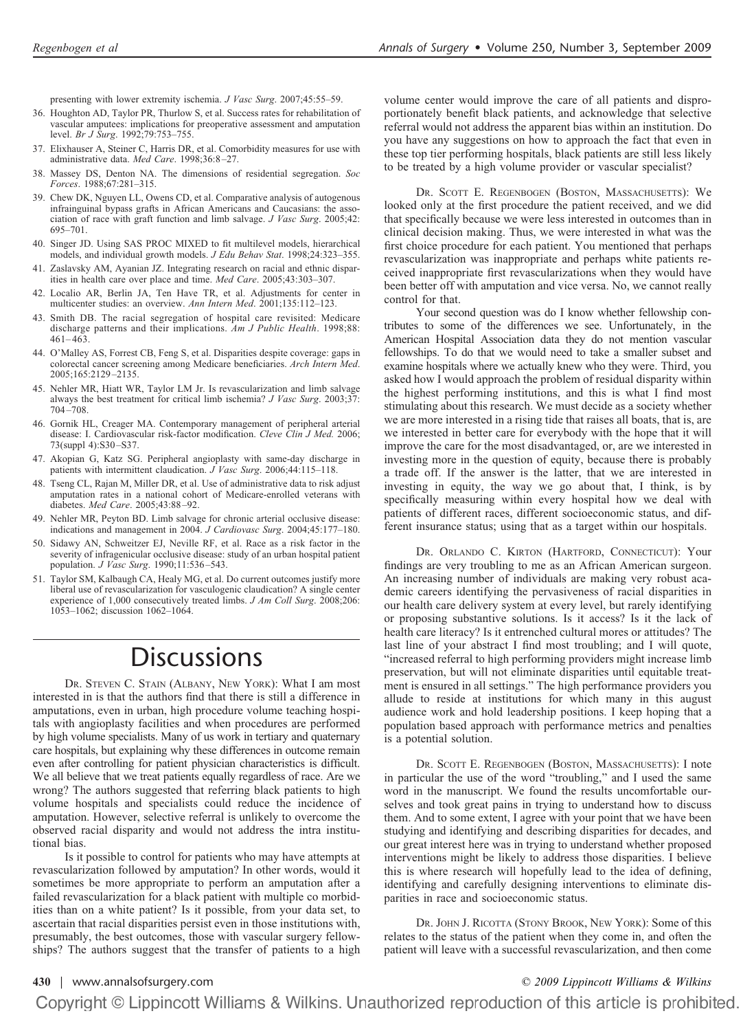presenting with lower extremity ischemia. *J Vasc Surg*. 2007;45:55–59.

36. Houghton AD, Taylor PR, Thurlow S, et al. Success rates for rehabilitation of vascular amputees: implications for preoperative assessment and amputation level. *Br J Surg*. 1992;79:753–755.
37. Elixhauser A, Steiner C, Harris DR, et al. Comorbidity measures for use with administrative data. *Med Care*. 1998;36:8–27.
38. Massey DS, Denton NA. The dimensions of residential segregation. *Soc Forces*. 1988;67:281–315.
39. Chew DK, Nguyen LL, Owens CD, et al. Comparative analysis of autogenous infrainguinal bypass grafts in African Americans and Caucasians: the association of race with graft function and limb salvage. *J Vasc Surg*. 2005;42:695–701.
40. Singer JD. Using SAS PROC MIXED to fit multilevel models, hierarchical models, and individual growth models. *J Edu Behav Stat*. 1998;24:323–355.
41. Zaslavsky AM, Ayanian JZ. Integrating research on racial and ethnic disparities in health care over place and time. *Med Care*. 2005;43:303–307.
42. Localio AR, Berlin JA, Ten Have TR, et al. Adjustments for center in multicenter studies: an overview. *Ann Intern Med*. 2001;135:112–123.
43. Smith DB. The racial segregation of hospital care revisited: Medicare discharge patterns and their implications. *Am J Public Health*. 1998;88:461–463.
44. O'Malley AS, Forrest CB, Feng S, et al. Disparities despite coverage: gaps in colorectal cancer screening among Medicare beneficiaries. *Arch Intern Med*. 2005;165:2129–2135.
45. Nehler MR, Hiatt WR, Taylor LM Jr. Is revascularization and limb salvage always the best treatment for critical limb ischemia? *J Vasc Surg*. 2003;37:704–708.
46. Gornik HL, Creager MA. Contemporary management of peripheral arterial disease: I. Cardiovascular risk-factor modification. *Cleve Clin J Med*. 2006;73(suppl 4):S30–S37.
47. Akopian G, Katz SG. Peripheral angioplasty with same-day discharge in patients with intermittent claudication. *J Vasc Surg*. 2006;44:115–118.
48. Tseng CL, Rajan M, Miller DR, et al. Use of administrative data to risk adjust amputation rates in a national cohort of Medicare-enrolled veterans with diabetes. *Med Care*. 2005;43:88–92.
49. Nehler MR, Peyton BD. Limb salvage for chronic arterial occlusive disease: indications and management in 2004. *J Cardiovasc Surg*. 2004;45:177–180.
50. Sidawy AN, Schweitzer EJ, Neville RF, et al. Race as a risk factor in the severity of infragenicular occlusive disease: study of an urban hospital patient population. *J Vasc Surg*. 1990;11:536–543.
51. Taylor SM, Kalbaugh CA, Healy MG, et al. Do current outcomes justify more liberal use of revascularization for vasculogenic claudication? A single center experience of 1,000 consecutively treated limbs. *J Am Coll Surg*. 2008;206:1053–1062; discussion 1062–1064.

# Discussions

DR. STEVEN C. STAIN (ALBANY, NEW YORK): What I am most interested in is that the authors find that there is still a difference in amputations, even in urban, high procedure volume teaching hospitals with angioplasty facilities and when procedures are performed by high volume specialists. Many of us work in tertiary and quaternary care hospitals, but explaining why these differences in outcome remain even after controlling for patient physician characteristics is difficult. We all believe that we treat patients equally regardless of race. Are we wrong? The authors suggested that referring black patients to high volume hospitals and specialists could reduce the incidence of amputation. However, selective referral is unlikely to overcome the observed racial disparity and would not address the intra institutional bias.

Is it possible to control for patients who may have attempts at revascularization followed by amputation? In other words, would it sometimes be more appropriate to perform an amputation after a failed revascularization for a black patient with multiple co morbidities than on a white patient? Is it possible, from your data set, to ascertain that racial disparities persist even in those institutions with, presumably, the best outcomes, those with vascular surgery fellowships? The authors suggest that the transfer of patients to a high volume center would improve the care of all patients and disproportionately benefit black patients, and acknowledge that selective referral would not address the apparent bias within an institution. Do you have any suggestions on how to approach the fact that even in these top tier performing hospitals, black patients are still less likely to be treated by a high volume provider or vascular specialist?

DR. SCOTT E. REGENBOGEN (BOSTON, MASSACHUSETTS): We looked only at the first procedure the patient received, and we did that specifically because we were less interested in outcomes than in clinical decision making. Thus, we were interested in what was the first choice procedure for each patient. You mentioned that perhaps revascularization was inappropriate and perhaps white patients received inappropriate first revascularizations when they would have been better off with amputation and vice versa. No, we cannot really control for that.

Your second question was do I know whether fellowship contributes to some of the differences we see. Unfortunately, in the American Hospital Association data they do not mention vascular fellowships. To do that we would need to take a smaller subset and examine hospitals where we actually knew who they were. Third, you asked how I would approach the problem of residual disparity within the highest performing institutions, and this is what I find most stimulating about this research. We must decide as a society whether we are more interested in a rising tide that raises all boats, that is, are we interested in better care for everybody with the hope that it will improve the care for the most disadvantaged, or, are we interested in investing more in the question of equity, because there is probably a trade off. If the answer is the latter, that we are interested in investing in equity, the way we go about that, I think, is by specifically measuring within every hospital how we deal with patients of different races, different socioeconomic status, and different insurance status; using that as a target within our hospitals.

DR. ORLANDO C. KIRTON (HARTFORD, CONNECTICUT): Your findings are very troubling to me as an African American surgeon. An increasing number of individuals are making very robust academic careers identifying the pervasiveness of racial disparities in our health care delivery system at every level, but rarely identifying or proposing substantive solutions. Is it access? Is it the lack of health care literacy? Is it entrenched cultural mores or attitudes? The last line of your abstract I find most troubling; and I will quote, "increased referral to high performing providers might increase limb preservation, but will not eliminate disparities until equitable treatment is ensured in all settings." The high performance providers you allude to reside at institutions for which many in this august audience work and hold leadership positions. I keep hoping that a population based approach with performance metrics and penalties is a potential solution.

DR. SCOTT E. REGENBOGEN (BOSTON, MASSACHUSETTS): I note in particular the use of the word "troubling," and I used the same word in the manuscript. We found the results uncomfortable ourselves and took great pains in trying to understand how to discuss them. And to some extent, I agree with your point that we have been studying and identifying and describing disparities for decades, and our great interest here was in trying to understand whether proposed interventions might be likely to address those disparities. I believe this is where research will hopefully lead to the idea of defining, identifying and carefully designing interventions to eliminate disparities in race and socioeconomic status.

DR. JOHN J. RICOTTA (STONY BROOK, NEW YORK): Some of this relates to the status of the patient when they come in, and often the patient will leave with a successful revascularization, and then come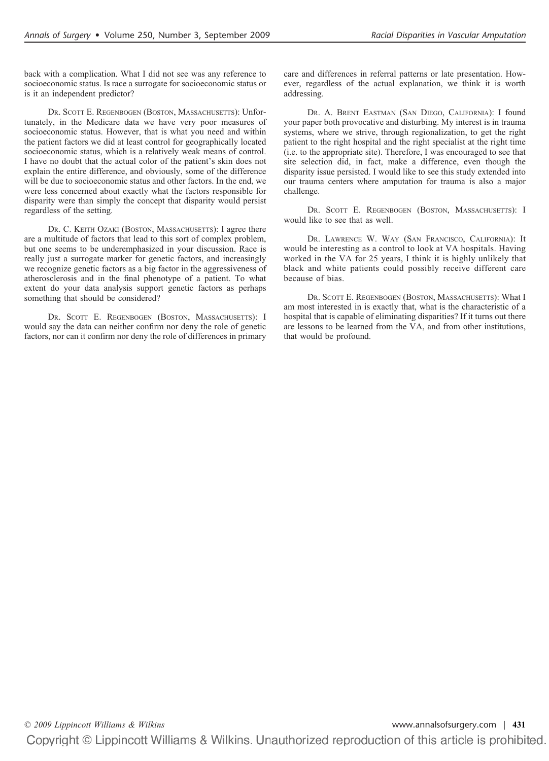back with a complication. What I did not see was any reference to socioeconomic status. Is race a surrogate for socioeconomic status or is it an independent predictor?

Dr. Scott E. Regenbogen (Boston, Massachusetts): Unfortunately, in the Medicare data we have very poor measures of socioeconomic status. However, that is what you need and within the patient factors we did at least control for geographically located socioeconomic status, which is a relatively weak means of control. I have no doubt that the actual color of the patient's skin does not explain the entire difference, and obviously, some of the difference will be due to socioeconomic status and other factors. In the end, we were less concerned about exactly what the factors responsible for disparity were than simply the concept that disparity would persist regardless of the setting.

Dr. C. Keith Ozaki (Boston, Massachusetts): I agree there are a multitude of factors that lead to this sort of complex problem, but one seems to be underemphasized in your discussion. Race is really just a surrogate marker for genetic factors, and increasingly we recognize genetic factors as a big factor in the aggressiveness of atherosclerosis and in the final phenotype of a patient. To what extent do your data analysis support genetic factors as perhaps something that should be considered?

Dr. Scott E. Regenbogen (Boston, Massachusetts): I would say the data can neither confirm nor deny the role of genetic factors, nor can it confirm nor deny the role of differences in primary care and differences in referral patterns or late presentation. However, regardless of the actual explanation, we think it is worth addressing.

Dr. A. Brent Eastman (San Diego, California): I found your paper both provocative and disturbing. My interest is in trauma systems, where we strive, through regionalization, to get the right patient to the right hospital and the right specialist at the right time (i.e. to the appropriate site). Therefore, I was encouraged to see that site selection did, in fact, make a difference, even though the disparity issue persisted. I would like to see this study extended into our trauma centers where amputation for trauma is also a major challenge.

Dr. Scott E. Regenbogen (Boston, Massachusetts): I would like to see that as well.

Dr. Lawrence W. Way (San Francisco, California): It would be interesting as a control to look at VA hospitals. Having worked in the VA for 25 years, I think it is highly unlikely that black and white patients could possibly receive different care because of bias.

Dr. Scott E. Regenbogen (Boston, Massachusetts): What I am most interested in is exactly that, what is the characteristic of a hospital that is capable of eliminating disparities? If it turns out there are lessons to be learned from the VA, and from other institutions, that would be profound.